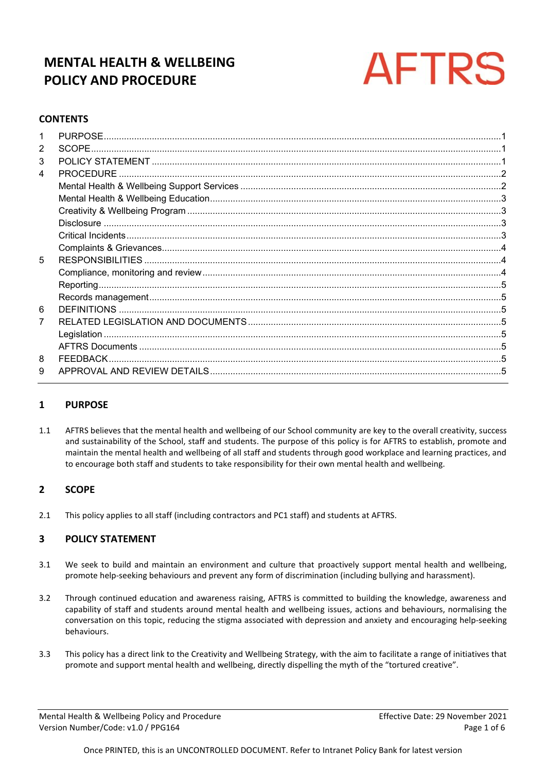# MENTAL HEALTH & WELLBEING POLICY AND PROCEDURE

AFTRS

## CONTENTS

| | | |
|---|---|---|
| 1 | PURPOSE | 1 |
| 2 | SCOPE | 1 |
| 3 | POLICY STATEMENT | 1 |
| 4 | PROCEDURE | 2 |
| | Mental Health & Wellbeing Support Services | 2 |
| | Mental Health & Wellbeing Education | 3 |
| | Creativity & Wellbeing Program | 3 |
| | Disclosure | 3 |
| | Critical Incidents | 3 |
| | Complaints & Grievances | 4 |
| 5 | RESPONSIBILITIES | 4 |
| | Compliance, monitoring and review | 4 |
| | Reporting | 5 |
| | Records management | 5 |
| 6 | DEFINITIONS | 5 |
| 7 | RELATED LEGISLATION AND DOCUMENTS | 5 |
| | Legislation | 5 |
| | AFTRS Documents | 5 |
| 8 | FEEDBACK | 5 |
| 9 | APPROVAL AND REVIEW DETAILS | 5 |

## 1 PURPOSE

1.1 AFTRS believes that the mental health and wellbeing of our School community are key to the overall creativity, success and sustainability of the School, staff and students. The purpose of this policy is for AFTRS to establish, promote and maintain the mental health and wellbeing of all staff and students through good workplace and learning practices, and to encourage both staff and students to take responsibility for their own mental health and wellbeing.

## 2 SCOPE

2.1 This policy applies to all staff (including contractors and PC1 staff) and students at AFTRS.

## 3 POLICY STATEMENT

3.1 We seek to build and maintain an environment and culture that proactively support mental health and wellbeing, promote help-seeking behaviours and prevent any form of discrimination (including bullying and harassment).

3.2 Through continued education and awareness raising, AFTRS is committed to building the knowledge, awareness and capability of staff and students around mental health and wellbeing issues, actions and behaviours, normalising the conversation on this topic, reducing the stigma associated with depression and anxiety and encouraging help-seeking behaviours.

3.3 This policy has a direct link to the Creativity and Wellbeing Strategy, with the aim to facilitate a range of initiatives that promote and support mental health and wellbeing, directly dispelling the myth of the "tortured creative".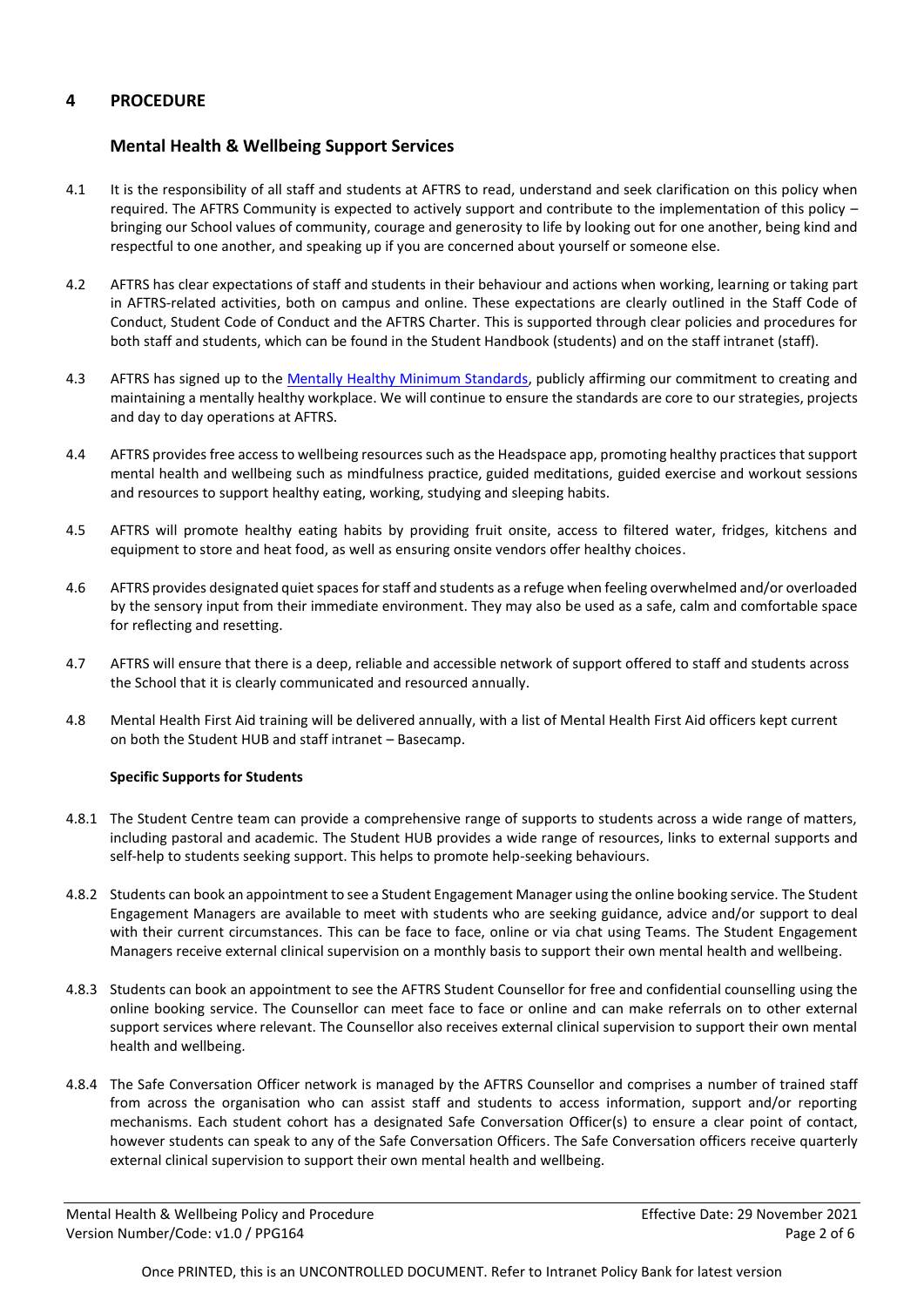## 4 PROCEDURE

### Mental Health & Wellbeing Support Services

4.1 It is the responsibility of all staff and students at AFTRS to read, understand and seek clarification on this policy when required. The AFTRS Community is expected to actively support and contribute to the implementation of this policy – bringing our School values of community, courage and generosity to life by looking out for one another, being kind and respectful to one another, and speaking up if you are concerned about yourself or someone else.

4.2 AFTRS has clear expectations of staff and students in their behaviour and actions when working, learning or taking part in AFTRS-related activities, both on campus and online. These expectations are clearly outlined in the Staff Code of Conduct, Student Code of Conduct and the AFTRS Charter. This is supported through clear policies and procedures for both staff and students, which can be found in the Student Handbook (students) and on the staff intranet (staff).

4.3 AFTRS has signed up to the Mentally Healthy Minimum Standards, publicly affirming our commitment to creating and maintaining a mentally healthy workplace. We will continue to ensure the standards are core to our strategies, projects and day to day operations at AFTRS.

4.4 AFTRS provides free access to wellbeing resources such as the Headspace app, promoting healthy practices that support mental health and wellbeing such as mindfulness practice, guided meditations, guided exercise and workout sessions and resources to support healthy eating, working, studying and sleeping habits.

4.5 AFTRS will promote healthy eating habits by providing fruit onsite, access to filtered water, fridges, kitchens and equipment to store and heat food, as well as ensuring onsite vendors offer healthy choices.

4.6 AFTRS provides designated quiet spaces for staff and students as a refuge when feeling overwhelmed and/or overloaded by the sensory input from their immediate environment. They may also be used as a safe, calm and comfortable space for reflecting and resetting.

4.7 AFTRS will ensure that there is a deep, reliable and accessible network of support offered to staff and students across the School that it is clearly communicated and resourced annually.

4.8 Mental Health First Aid training will be delivered annually, with a list of Mental Health First Aid officers kept current on both the Student HUB and staff intranet – Basecamp.

**Specific Supports for Students**

4.8.1 The Student Centre team can provide a comprehensive range of supports to students across a wide range of matters, including pastoral and academic. The Student HUB provides a wide range of resources, links to external supports and self-help to students seeking support. This helps to promote help-seeking behaviours.

4.8.2 Students can book an appointment to see a Student Engagement Manager using the online booking service. The Student Engagement Managers are available to meet with students who are seeking guidance, advice and/or support to deal with their current circumstances. This can be face to face, online or via chat using Teams. The Student Engagement Managers receive external clinical supervision on a monthly basis to support their own mental health and wellbeing.

4.8.3 Students can book an appointment to see the AFTRS Student Counsellor for free and confidential counselling using the online booking service. The Counsellor can meet face to face or online and can make referrals on to other external support services where relevant. The Counsellor also receives external clinical supervision to support their own mental health and wellbeing.

4.8.4 The Safe Conversation Officer network is managed by the AFTRS Counsellor and comprises a number of trained staff from across the organisation who can assist staff and students to access information, support and/or reporting mechanisms. Each student cohort has a designated Safe Conversation Officer(s) to ensure a clear point of contact, however students can speak to any of the Safe Conversation Officers. The Safe Conversation officers receive quarterly external clinical supervision to support their own mental health and wellbeing.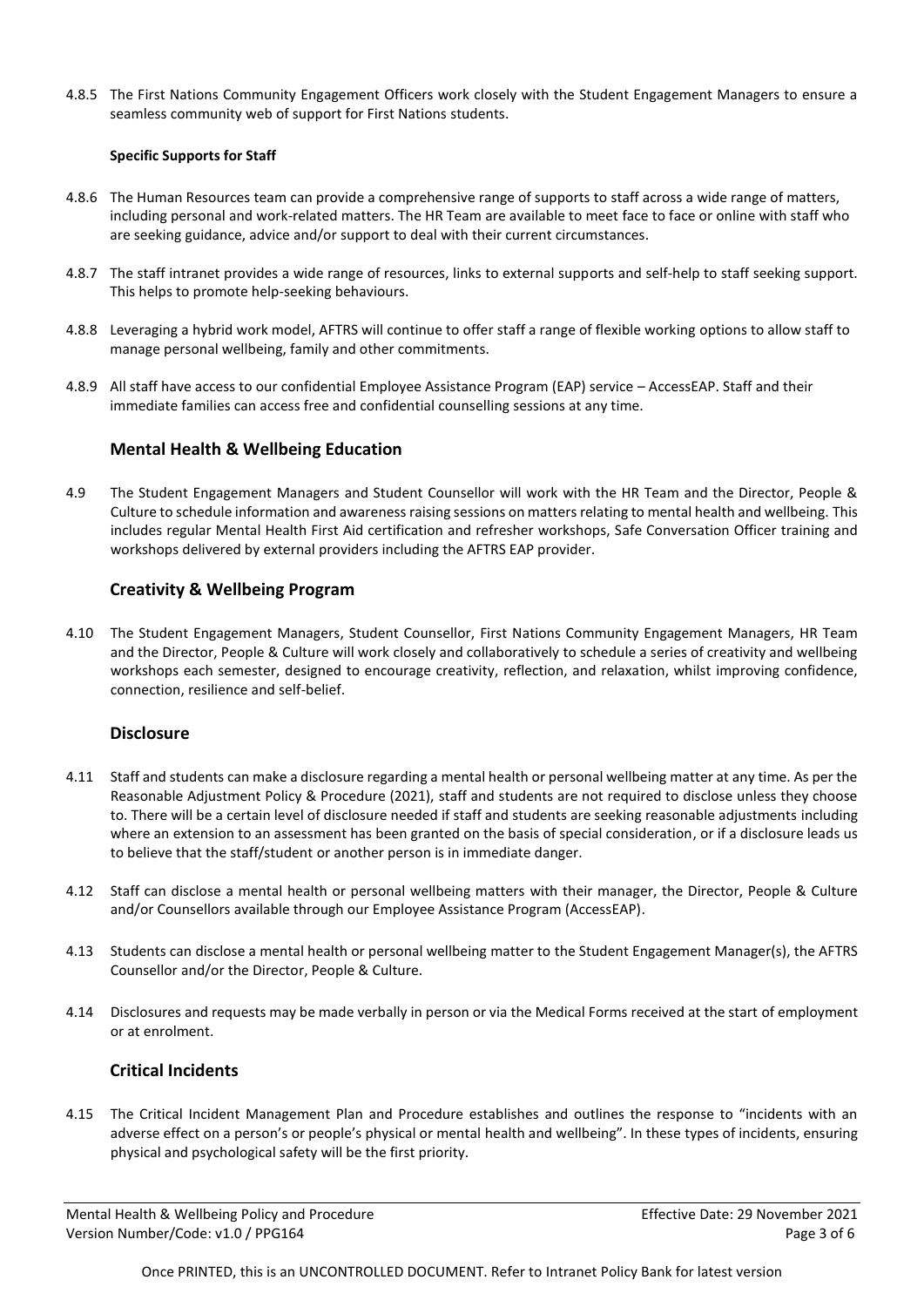4.8.5 The First Nations Community Engagement Officers work closely with the Student Engagement Managers to ensure a seamless community web of support for First Nations students.

**Specific Supports for Staff**

4.8.6 The Human Resources team can provide a comprehensive range of supports to staff across a wide range of matters, including personal and work-related matters. The HR Team are available to meet face to face or online with staff who are seeking guidance, advice and/or support to deal with their current circumstances.

4.8.7 The staff intranet provides a wide range of resources, links to external supports and self-help to staff seeking support. This helps to promote help-seeking behaviours.

4.8.8 Leveraging a hybrid work model, AFTRS will continue to offer staff a range of flexible working options to allow staff to manage personal wellbeing, family and other commitments.

4.8.9 All staff have access to our confidential Employee Assistance Program (EAP) service – AccessEAP. Staff and their immediate families can access free and confidential counselling sessions at any time.

## Mental Health & Wellbeing Education

4.9 The Student Engagement Managers and Student Counsellor will work with the HR Team and the Director, People & Culture to schedule information and awareness raising sessions on matters relating to mental health and wellbeing. This includes regular Mental Health First Aid certification and refresher workshops, Safe Conversation Officer training and workshops delivered by external providers including the AFTRS EAP provider.

## Creativity & Wellbeing Program

4.10 The Student Engagement Managers, Student Counsellor, First Nations Community Engagement Managers, HR Team and the Director, People & Culture will work closely and collaboratively to schedule a series of creativity and wellbeing workshops each semester, designed to encourage creativity, reflection, and relaxation, whilst improving confidence, connection, resilience and self-belief.

## Disclosure

4.11 Staff and students can make a disclosure regarding a mental health or personal wellbeing matter at any time. As per the Reasonable Adjustment Policy & Procedure (2021), staff and students are not required to disclose unless they choose to. There will be a certain level of disclosure needed if staff and students are seeking reasonable adjustments including where an extension to an assessment has been granted on the basis of special consideration, or if a disclosure leads us to believe that the staff/student or another person is in immediate danger.

4.12 Staff can disclose a mental health or personal wellbeing matters with their manager, the Director, People & Culture and/or Counsellors available through our Employee Assistance Program (AccessEAP).

4.13 Students can disclose a mental health or personal wellbeing matter to the Student Engagement Manager(s), the AFTRS Counsellor and/or the Director, People & Culture.

4.14 Disclosures and requests may be made verbally in person or via the Medical Forms received at the start of employment or at enrolment.

## Critical Incidents

4.15 The Critical Incident Management Plan and Procedure establishes and outlines the response to "incidents with an adverse effect on a person's or people's physical or mental health and wellbeing". In these types of incidents, ensuring physical and psychological safety will be the first priority.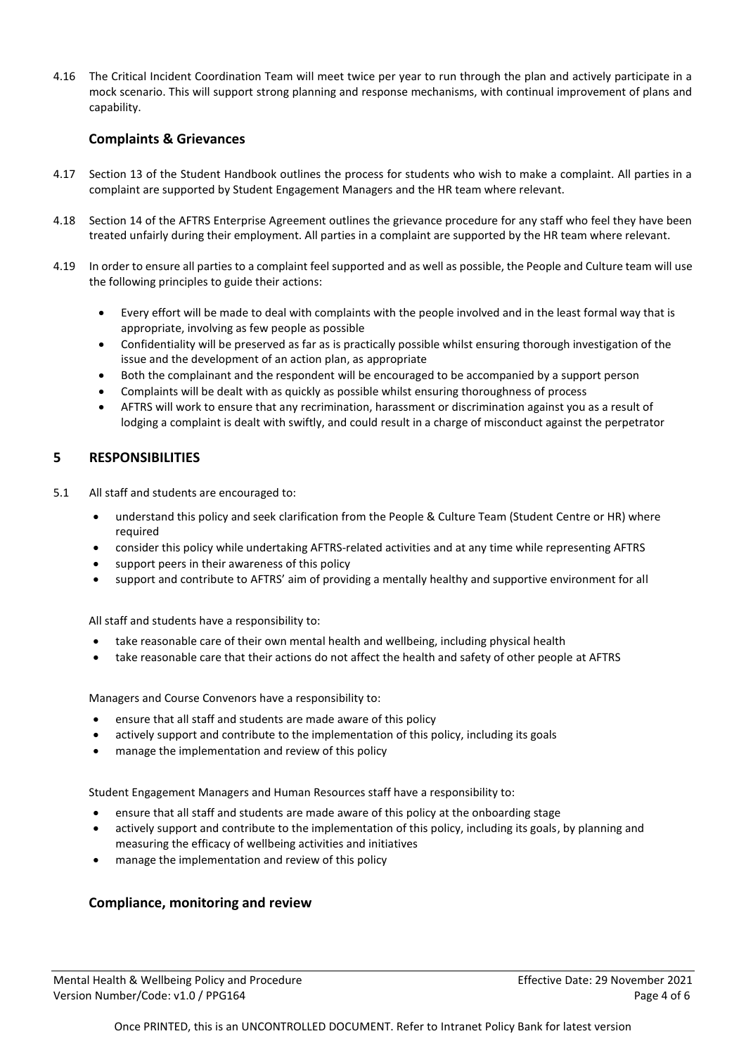4.16 The Critical Incident Coordination Team will meet twice per year to run through the plan and actively participate in a mock scenario. This will support strong planning and response mechanisms, with continual improvement of plans and capability.

### Complaints & Grievances

4.17 Section 13 of the Student Handbook outlines the process for students who wish to make a complaint. All parties in a complaint are supported by Student Engagement Managers and the HR team where relevant.

4.18 Section 14 of the AFTRS Enterprise Agreement outlines the grievance procedure for any staff who feel they have been treated unfairly during their employment. All parties in a complaint are supported by the HR team where relevant.

4.19 In order to ensure all parties to a complaint feel supported and as well as possible, the People and Culture team will use the following principles to guide their actions:

- Every effort will be made to deal with complaints with the people involved and in the least formal way that is appropriate, involving as few people as possible
- Confidentiality will be preserved as far as is practically possible whilst ensuring thorough investigation of the issue and the development of an action plan, as appropriate
- Both the complainant and the respondent will be encouraged to be accompanied by a support person
- Complaints will be dealt with as quickly as possible whilst ensuring thoroughness of process
- AFTRS will work to ensure that any recrimination, harassment or discrimination against you as a result of lodging a complaint is dealt with swiftly, and could result in a charge of misconduct against the perpetrator

## 5 RESPONSIBILITIES

5.1 All staff and students are encouraged to:

- understand this policy and seek clarification from the People & Culture Team (Student Centre or HR) where required
- consider this policy while undertaking AFTRS-related activities and at any time while representing AFTRS
- support peers in their awareness of this policy
- support and contribute to AFTRS' aim of providing a mentally healthy and supportive environment for all

All staff and students have a responsibility to:

- take reasonable care of their own mental health and wellbeing, including physical health
- take reasonable care that their actions do not affect the health and safety of other people at AFTRS

Managers and Course Convenors have a responsibility to:

- ensure that all staff and students are made aware of this policy
- actively support and contribute to the implementation of this policy, including its goals
- manage the implementation and review of this policy

Student Engagement Managers and Human Resources staff have a responsibility to:

- ensure that all staff and students are made aware of this policy at the onboarding stage
- actively support and contribute to the implementation of this policy, including its goals, by planning and measuring the efficacy of wellbeing activities and initiatives
- manage the implementation and review of this policy

### Compliance, monitoring and review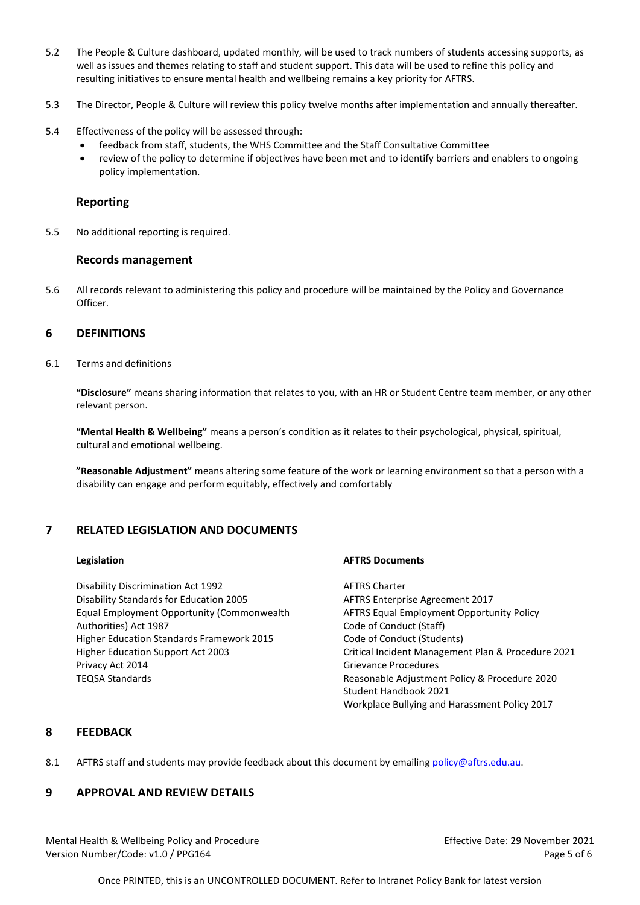5.2 The People & Culture dashboard, updated monthly, will be used to track numbers of students accessing supports, as well as issues and themes relating to staff and student support. This data will be used to refine this policy and resulting initiatives to ensure mental health and wellbeing remains a key priority for AFTRS.

5.3 The Director, People & Culture will review this policy twelve months after implementation and annually thereafter.

5.4 Effectiveness of the policy will be assessed through:

- feedback from staff, students, the WHS Committee and the Staff Consultative Committee
- review of the policy to determine if objectives have been met and to identify barriers and enablers to ongoing policy implementation.

### Reporting

5.5 No additional reporting is required.

### Records management

5.6 All records relevant to administering this policy and procedure will be maintained by the Policy and Governance Officer.

## 6 DEFINITIONS

6.1 Terms and definitions

**"Disclosure"** means sharing information that relates to you, with an HR or Student Centre team member, or any other relevant person.

**"Mental Health & Wellbeing"** means a person's condition as it relates to their psychological, physical, spiritual, cultural and emotional wellbeing.

**"Reasonable Adjustment"** means altering some feature of the work or learning environment so that a person with a disability can engage and perform equitably, effectively and comfortably

## 7 RELATED LEGISLATION AND DOCUMENTS

**Legislation**

Disability Discrimination Act 1992
Disability Standards for Education 2005
Equal Employment Opportunity (Commonwealth Authorities) Act 1987
Higher Education Standards Framework 2015
Higher Education Support Act 2003
Privacy Act 2014
TEQSA Standards

**AFTRS Documents**

AFTRS Charter
AFTRS Enterprise Agreement 2017
AFTRS Equal Employment Opportunity Policy
Code of Conduct (Staff)
Code of Conduct (Students)
Critical Incident Management Plan & Procedure 2021
Grievance Procedures
Reasonable Adjustment Policy & Procedure 2020
Student Handbook 2021
Workplace Bullying and Harassment Policy 2017

## 8 FEEDBACK

8.1 AFTRS staff and students may provide feedback about this document by emailing policy@aftrs.edu.au.

## 9 APPROVAL AND REVIEW DETAILS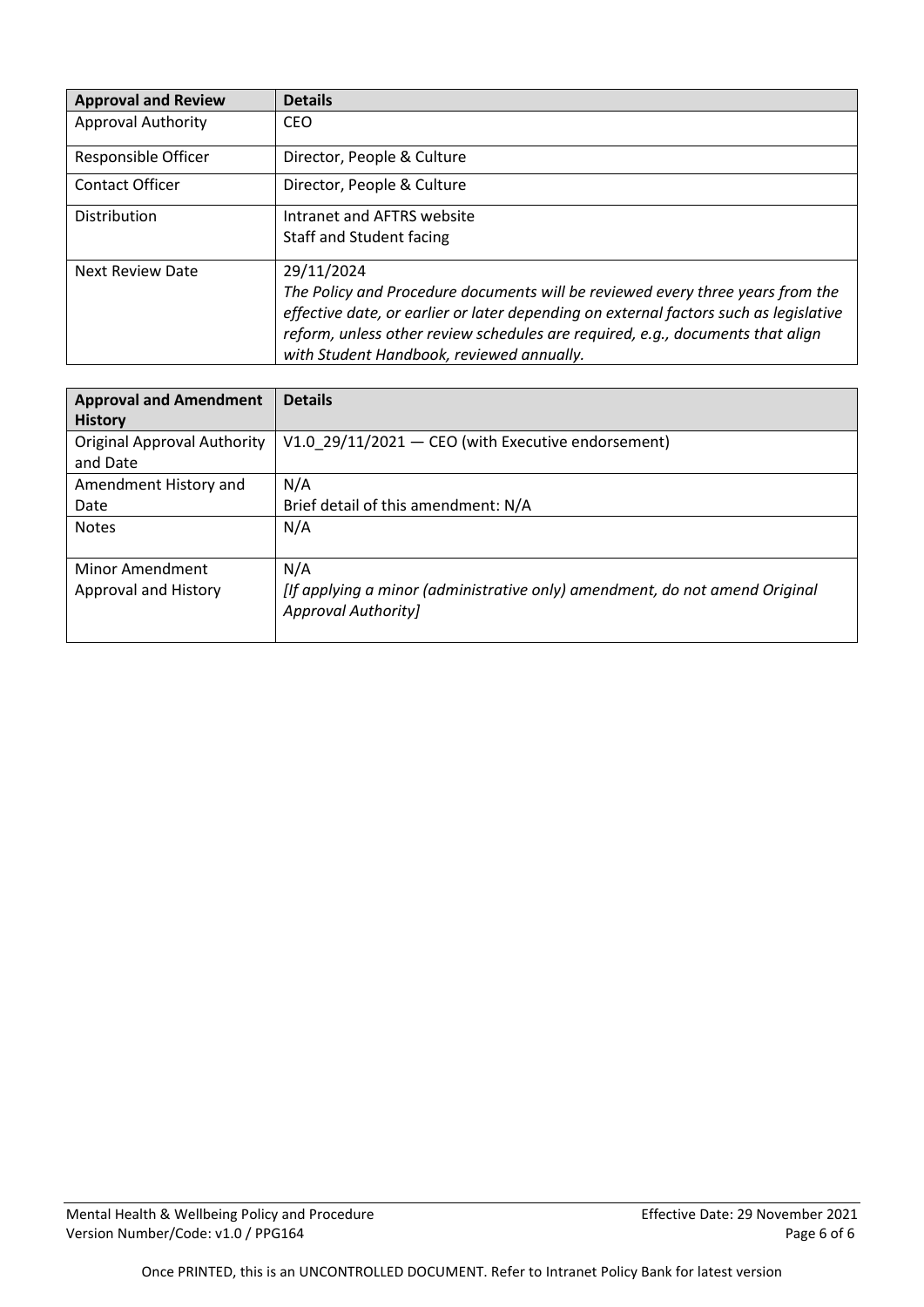| Approval and Review | Details |
|---|---|
| Approval Authority | CEO |
| Responsible Officer | Director, People & Culture |
| Contact Officer | Director, People & Culture |
| Distribution | Intranet and AFTRS website<br>Staff and Student facing |
| Next Review Date | 29/11/2024<br>*The Policy and Procedure documents will be reviewed every three years from the effective date, or earlier or later depending on external factors such as legislative reform, unless other review schedules are required, e.g., documents that align with Student Handbook, reviewed annually.* |

| Approval and Amendment History | Details |
|---|---|
| Original Approval Authority and Date | V1.0_29/11/2021 — CEO (with Executive endorsement) |
| Amendment History and Date | N/A<br>Brief detail of this amendment: N/A |
| Notes | N/A |
| Minor Amendment Approval and History | N/A<br>*[If applying a minor (administrative only) amendment, do not amend Original Approval Authority]* |